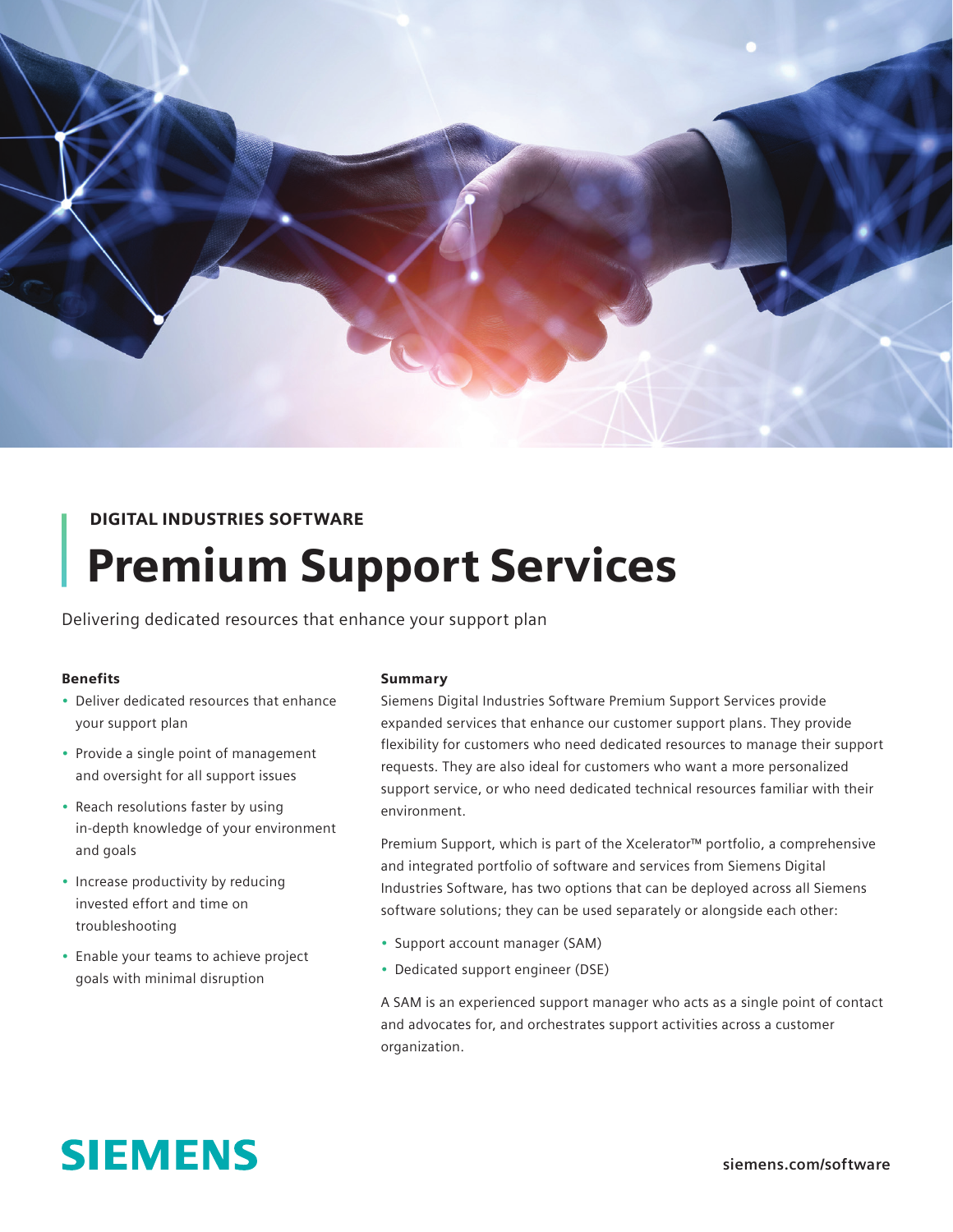DIGITAL INDUSTRIES SOFTWARE

# Premium Support Services

Delivering dedicated resources that enhance your support plan

### Benefits

- Deliver dedicated resources that enhance your support plan
- Provide a single point of management and oversight for all support issues
- Reach resolutions faster by using in-depth knowledge of your environment and goals
- Increase productivity by reducing invested effort and time on troubleshooting
- Enable your teams to achieve project goals with minimal disruption

### Summary

Siemens Digital Industries Software Premium Support Services provide expanded services that enhance our customer support plans. They provide flexibility for customers who need dedicated resources to manage their support requests. They are also ideal for customers who want a more personalized support service, or who need dedicated technical resources familiar with their environment.

Premium Support, which is part of the Xcelerator™ portfolio, a comprehensive and integrated portfolio of software and services from Siemens Digital Industries Software, has two options that can be deployed across all Siemens software solutions; they can be used separately or alongside each other:

- Support account manager (SAM)
- Dedicated support engineer (DSE)

A SAM is an experienced support manager who acts as a single point of contact and advocates for, and orchestrates support activities across a customer organization.

SIEMENS

siemens.com/software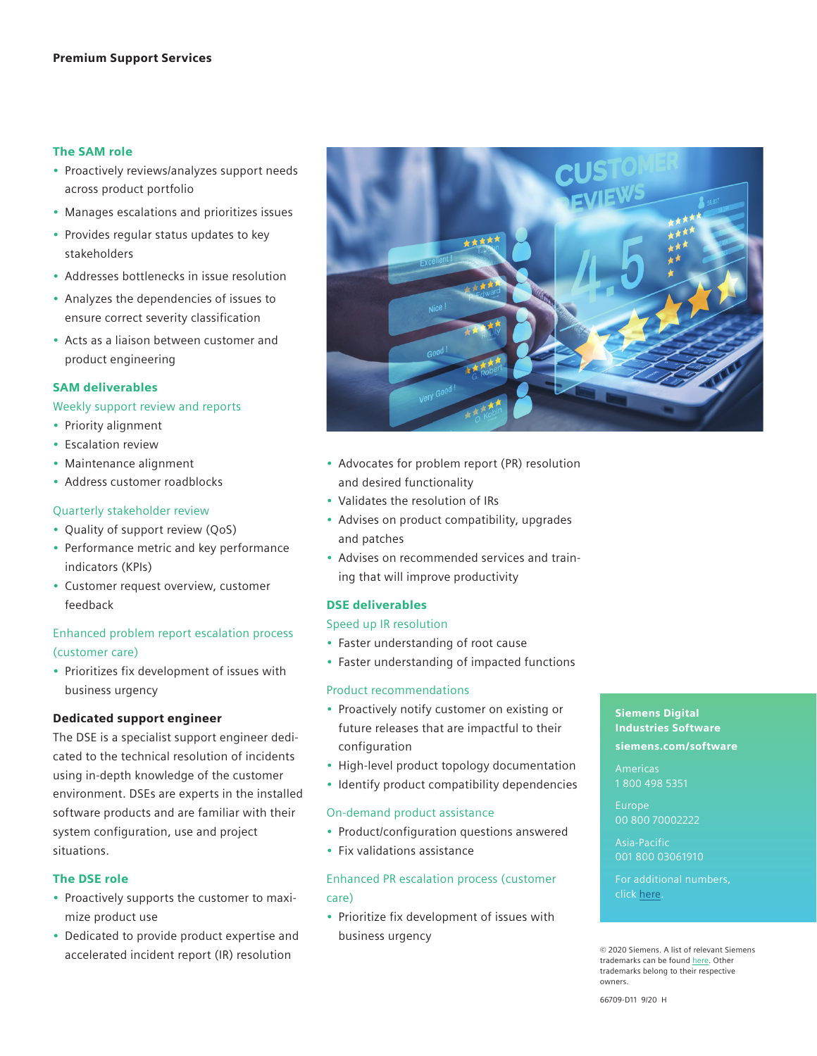## The SAM role

- Proactively reviews/analyzes support needs across product portfolio
- Manages escalations and prioritizes issues
- Provides regular status updates to key stakeholders
- Addresses bottlenecks in issue resolution
- Analyzes the dependencies of issues to ensure correct severity classification
- Acts as a liaison between customer and product engineering

## SAM deliverables

### Weekly support review and reports

- Priority alignment
- Escalation review
- Maintenance alignment
- Address customer roadblocks

### Quarterly stakeholder review

- Quality of support review (QoS)
- Performance metric and key performance indicators (KPIs)
- Customer request overview, customer feedback

### Enhanced problem report escalation process (customer care)

- Prioritizes fix development of issues with business urgency

## Dedicated support engineer

The DSE is a specialist support engineer dedicated to the technical resolution of incidents using in-depth knowledge of the customer environment. DSEs are experts in the installed software products and are familiar with their system configuration, use and project situations.

## The DSE role

- Proactively supports the customer to maximize product use
- Dedicated to provide product expertise and accelerated incident report (IR) resolution
- Advocates for problem report (PR) resolution and desired functionality
- Validates the resolution of IRs
- Advises on product compatibility, upgrades and patches
- Advises on recommended services and training that will improve productivity

## DSE deliverables

### Speed up IR resolution

- Faster understanding of root cause
- Faster understanding of impacted functions

### Product recommendations

- Proactively notify customer on existing or future releases that are impactful to their configuration
- High-level product topology documentation
- Identify product compatibility dependencies

### On-demand product assistance

- Product/configuration questions answered
- Fix validations assistance

### Enhanced PR escalation process (customer care)

- Prioritize fix development of issues with business urgency

**Siemens Digital Industries Software**

**siemens.com/software**

Americas
1 800 498 5351

Europe
00 800 70002222

Asia-Pacific
001 800 03061910

For additional numbers, click here.

© 2020 Siemens. A list of relevant Siemens trademarks can be found here. Other trademarks belong to their respective owners.

66709-D11 9/20 H